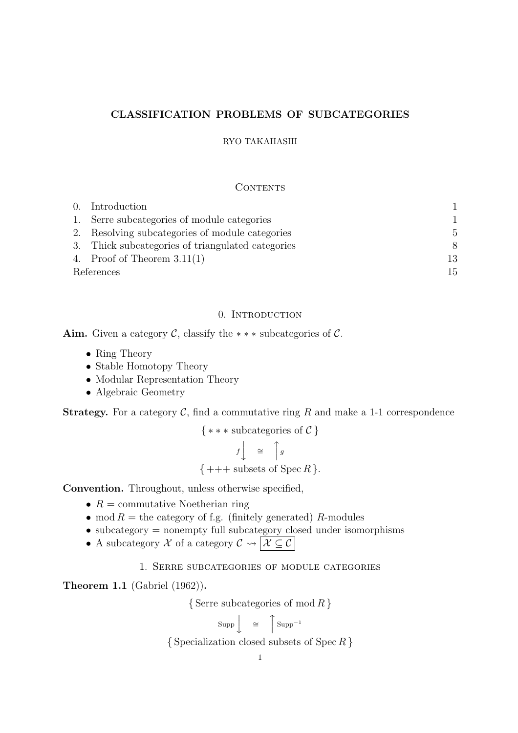# CLASSIFICATION PROBLEMS OF SUBCATEGORIES

RYO TAKAHASHI

## Contents

| | | |
|---|---|---|
| 0. | Introduction | 1 |
| 1. | Serre subcategories of module categories | 1 |
| 2. | Resolving subcategories of module categories | 5 |
| 3. | Thick subcategories of triangulated categories | 8 |
| 4. | Proof of Theorem 3.11(1) | 13 |
| | References | 15 |

## 0. Introduction

**Aim.** Given a category $\mathcal{C}$, classify the $***$ subcategories of $\mathcal{C}$.

- Ring Theory
- Stable Homotopy Theory
- Modular Representation Theory
- Algebraic Geometry

**Strategy.** For a category $\mathcal{C}$, find a commutative ring $R$ and make a 1-1 correspondence

$$\{ *** \text{ subcategories of } \mathcal{C} \} \underset{g}{\overset{f}{\rightleftarrows}} \{ +++ \text{ subsets of } \operatorname{Spec} R \}.$$

(with $f \downarrow \ \cong \ \uparrow g$)

**Convention.** Throughout, unless otherwise specified,

- $R$ = commutative Noetherian ring
- $\operatorname{mod} R$ = the category of f.g. (finitely generated) $R$-modules
- subcategory = nonempty full subcategory closed under isomorphisms
- A subcategory $\mathcal{X}$ of a category $\mathcal{C} \rightsquigarrow \boxed{\mathcal{X} \subseteq \mathcal{C}}$

## 1. Serre subcategories of module categories

**Theorem 1.1** (Gabriel (1962))**.**

$$\{ \text{Serre subcategories of } \operatorname{mod} R \} \underset{\operatorname{Supp}^{-1}}{\overset{\operatorname{Supp}}{\rightleftarrows}} \{ \text{Specialization closed subsets of } \operatorname{Spec} R \}$$

(with $\operatorname{Supp} \downarrow \ \cong \ \uparrow \operatorname{Supp}^{-1}$)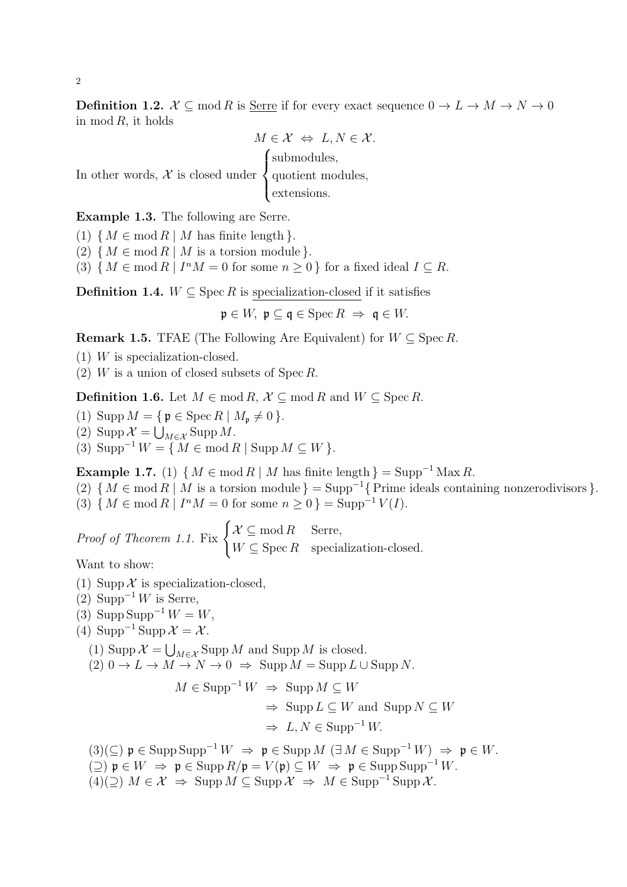**Definition 1.2.** $\mathcal{X} \subseteq \operatorname{mod} R$ is <u>Serre</u> if for every exact sequence $0 \to L \to M \to N \to 0$ in $\operatorname{mod} R$, it holds

$$M \in \mathcal{X} \iff L, N \in \mathcal{X}.$$

In other words, $\mathcal{X}$ is closed under $\begin{cases} \text{submodules,} \\ \text{quotient modules,} \\ \text{extensions.} \end{cases}$

**Example 1.3.** The following are Serre.

(1) $\{ M \in \operatorname{mod} R \mid M \text{ has finite length} \}$.
(2) $\{ M \in \operatorname{mod} R \mid M \text{ is a torsion module} \}$.
(3) $\{ M \in \operatorname{mod} R \mid I^n M = 0 \text{ for some } n \geq 0 \}$ for a fixed ideal $I \subseteq R$.

**Definition 1.4.** $W \subseteq \operatorname{Spec} R$ is <u>specialization-closed</u> if it satisfies

$$\mathfrak{p} \in W,\ \mathfrak{p} \subseteq \mathfrak{q} \in \operatorname{Spec} R \ \Rightarrow\ \mathfrak{q} \in W.$$

**Remark 1.5.** TFAE (The Following Are Equivalent) for $W \subseteq \operatorname{Spec} R$.

(1) $W$ is specialization-closed.
(2) $W$ is a union of closed subsets of $\operatorname{Spec} R$.

**Definition 1.6.** Let $M \in \operatorname{mod} R$, $\mathcal{X} \subseteq \operatorname{mod} R$ and $W \subseteq \operatorname{Spec} R$.

(1) $\operatorname{Supp} M = \{ \mathfrak{p} \in \operatorname{Spec} R \mid M_{\mathfrak{p}} \neq 0 \}$.
(2) $\operatorname{Supp} \mathcal{X} = \bigcup_{M \in \mathcal{X}} \operatorname{Supp} M$.
(3) $\operatorname{Supp}^{-1} W = \{ M \in \operatorname{mod} R \mid \operatorname{Supp} M \subseteq W \}$.

**Example 1.7.** (1) $\{ M \in \operatorname{mod} R \mid M \text{ has finite length} \} = \operatorname{Supp}^{-1} \operatorname{Max} R$.
(2) $\{ M \in \operatorname{mod} R \mid M \text{ is a torsion module} \} = \operatorname{Supp}^{-1}\{ \text{Prime ideals containing nonzerodivisors} \}$.
(3) $\{ M \in \operatorname{mod} R \mid I^n M = 0 \text{ for some } n \geq 0 \} = \operatorname{Supp}^{-1} V(I)$.

*Proof of Theorem 1.1.* Fix $\begin{cases} \mathcal{X} \subseteq \operatorname{mod} R & \text{Serre,} \\ W \subseteq \operatorname{Spec} R & \text{specialization-closed.} \end{cases}$

Want to show:

(1) $\operatorname{Supp} \mathcal{X}$ is specialization-closed,
(2) $\operatorname{Supp}^{-1} W$ is Serre,
(3) $\operatorname{Supp} \operatorname{Supp}^{-1} W = W$,
(4) $\operatorname{Supp}^{-1} \operatorname{Supp} \mathcal{X} = \mathcal{X}$.

(1) $\operatorname{Supp} \mathcal{X} = \bigcup_{M \in \mathcal{X}} \operatorname{Supp} M$ and $\operatorname{Supp} M$ is closed.

(2) $0 \to L \to M \to N \to 0 \ \Rightarrow\ \operatorname{Supp} M = \operatorname{Supp} L \cup \operatorname{Supp} N$.

$$\begin{aligned} M \in \operatorname{Supp}^{-1} W \ &\Rightarrow\ \operatorname{Supp} M \subseteq W \\ &\Rightarrow\ \operatorname{Supp} L \subseteq W \text{ and } \operatorname{Supp} N \subseteq W \\ &\Rightarrow\ L, N \in \operatorname{Supp}^{-1} W. \end{aligned}$$

(3)($\subseteq$) $\mathfrak{p} \in \operatorname{Supp} \operatorname{Supp}^{-1} W \ \Rightarrow\ \mathfrak{p} \in \operatorname{Supp} M \ (\exists\, M \in \operatorname{Supp}^{-1} W) \ \Rightarrow\ \mathfrak{p} \in W$.

($\supseteq$) $\mathfrak{p} \in W \ \Rightarrow\ \mathfrak{p} \in \operatorname{Supp} R/\mathfrak{p} = V(\mathfrak{p}) \subseteq W \ \Rightarrow\ \mathfrak{p} \in \operatorname{Supp} \operatorname{Supp}^{-1} W$.

(4)($\supseteq$) $M \in \mathcal{X} \ \Rightarrow\ \operatorname{Supp} M \subseteq \operatorname{Supp} \mathcal{X} \ \Rightarrow\ M \in \operatorname{Supp}^{-1} \operatorname{Supp} \mathcal{X}$.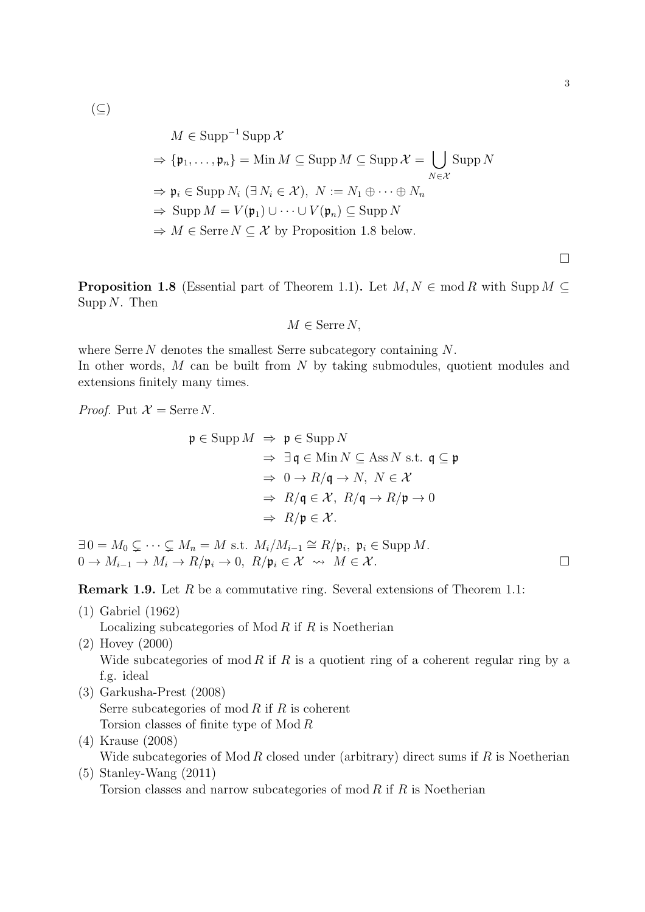($\subseteq$)

$$
\begin{aligned}
& M \in \operatorname{Supp}^{-1} \operatorname{Supp} \mathcal{X} \\
& \Rightarrow \{\mathfrak{p}_1, \ldots, \mathfrak{p}_n\} = \operatorname{Min} M \subseteq \operatorname{Supp} M \subseteq \operatorname{Supp} \mathcal{X} = \bigcup_{N \in \mathcal{X}} \operatorname{Supp} N \\
& \Rightarrow \mathfrak{p}_i \in \operatorname{Supp} N_i \ (\exists\, N_i \in \mathcal{X}),\ N := N_1 \oplus \cdots \oplus N_n \\
& \Rightarrow \operatorname{Supp} M = V(\mathfrak{p}_1) \cup \cdots \cup V(\mathfrak{p}_n) \subseteq \operatorname{Supp} N \\
& \Rightarrow M \in \operatorname{Serre} N \subseteq \mathcal{X} \text{ by Proposition 1.8 below.}
\end{aligned}
$$

□

**Proposition 1.8** (Essential part of Theorem 1.1)**.** Let $M, N \in \operatorname{mod} R$ with $\operatorname{Supp} M \subseteq \operatorname{Supp} N$. Then

$$
M \in \operatorname{Serre} N,
$$

where $\operatorname{Serre} N$ denotes the smallest Serre subcategory containing $N$.
In other words, $M$ can be built from $N$ by taking submodules, quotient modules and extensions finitely many times.

*Proof.* Put $\mathcal{X} = \operatorname{Serre} N$.

$$
\begin{aligned}
\mathfrak{p} \in \operatorname{Supp} M \ &\Rightarrow\ \mathfrak{p} \in \operatorname{Supp} N \\
&\Rightarrow\ \exists\, \mathfrak{q} \in \operatorname{Min} N \subseteq \operatorname{Ass} N \text{ s.t. } \mathfrak{q} \subseteq \mathfrak{p} \\
&\Rightarrow\ 0 \to R/\mathfrak{q} \to N,\ N \in \mathcal{X} \\
&\Rightarrow\ R/\mathfrak{q} \in \mathcal{X},\ R/\mathfrak{q} \to R/\mathfrak{p} \to 0 \\
&\Rightarrow\ R/\mathfrak{p} \in \mathcal{X}.
\end{aligned}
$$

$\exists\, 0 = M_0 \subsetneq \cdots \subsetneq M_n = M$ s.t. $M_i/M_{i-1} \cong R/\mathfrak{p}_i,\ \mathfrak{p}_i \in \operatorname{Supp} M$.
$0 \to M_{i-1} \to M_i \to R/\mathfrak{p}_i \to 0,\ R/\mathfrak{p}_i \in \mathcal{X} \ \rightsquigarrow\ M \in \mathcal{X}$. □

**Remark 1.9.** Let $R$ be a commutative ring. Several extensions of Theorem 1.1:

(1) Gabriel (1962)
Localizing subcategories of $\operatorname{Mod} R$ if $R$ is Noetherian

(2) Hovey (2000)
Wide subcategories of $\operatorname{mod} R$ if $R$ is a quotient ring of a coherent regular ring by a f.g. ideal

(3) Garkusha-Prest (2008)
Serre subcategories of $\operatorname{mod} R$ if $R$ is coherent
Torsion classes of finite type of $\operatorname{Mod} R$

(4) Krause (2008)
Wide subcategories of $\operatorname{Mod} R$ closed under (arbitrary) direct sums if $R$ is Noetherian

(5) Stanley-Wang (2011)
Torsion classes and narrow subcategories of $\operatorname{mod} R$ if $R$ is Noetherian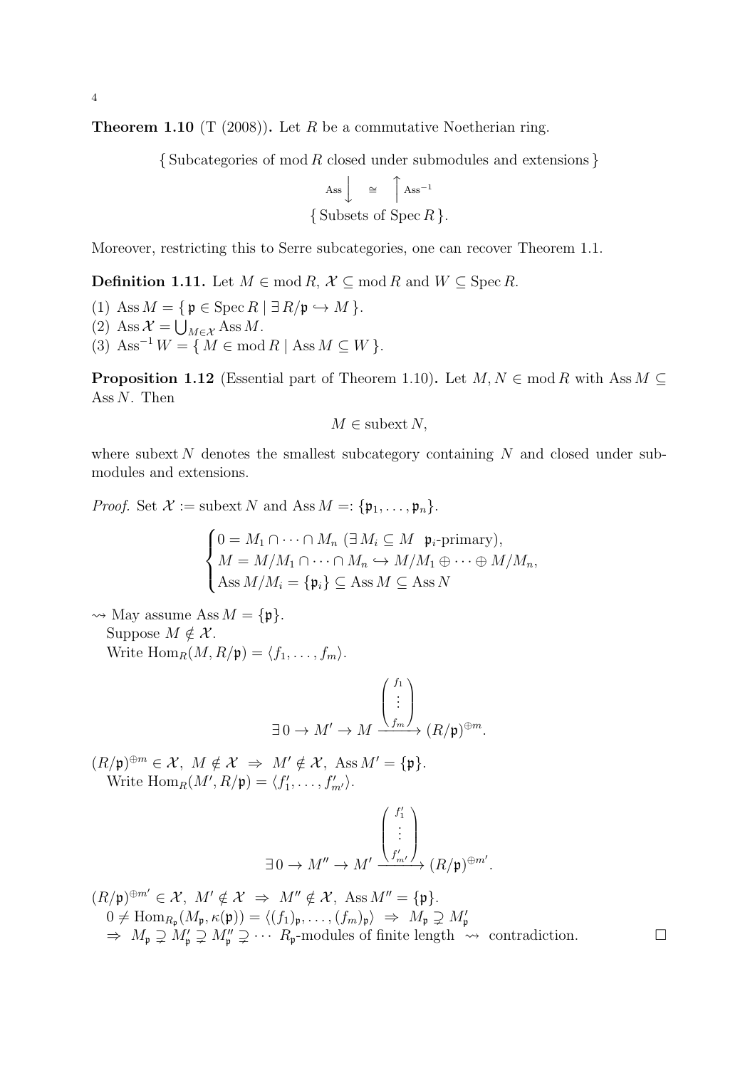**Theorem 1.10** (T (2008))**.** Let $R$ be a commutative Noetherian ring.

$$
\begin{array}{c}
\{\text{ Subcategories of } \operatorname{mod} R \text{ closed under submodules and extensions }\} \\
\operatorname{Ass}\Big\downarrow \quad \cong \quad \Big\uparrow \operatorname{Ass}^{-1} \\
\{\text{ Subsets of } \operatorname{Spec} R\,\}.
\end{array}
$$

Moreover, restricting this to Serre subcategories, one can recover Theorem 1.1.

**Definition 1.11.** Let $M \in \operatorname{mod} R$, $\mathcal{X} \subseteq \operatorname{mod} R$ and $W \subseteq \operatorname{Spec} R$.

(1) $\operatorname{Ass} M = \{\, \mathfrak{p} \in \operatorname{Spec} R \mid \exists\, R/\mathfrak{p} \hookrightarrow M \,\}$.
(2) $\operatorname{Ass} \mathcal{X} = \bigcup_{M \in \mathcal{X}} \operatorname{Ass} M$.
(3) $\operatorname{Ass}^{-1} W = \{\, M \in \operatorname{mod} R \mid \operatorname{Ass} M \subseteq W \,\}$.

**Proposition 1.12** (Essential part of Theorem 1.10)**.** Let $M, N \in \operatorname{mod} R$ with $\operatorname{Ass} M \subseteq \operatorname{Ass} N$. Then

$$M \in \operatorname{subext} N,$$

where $\operatorname{subext} N$ denotes the smallest subcategory containing $N$ and closed under submodules and extensions.

*Proof.* Set $\mathcal{X} := \operatorname{subext} N$ and $\operatorname{Ass} M =: \{\mathfrak{p}_1, \ldots, \mathfrak{p}_n\}$.

$$
\begin{cases}
0 = M_1 \cap \cdots \cap M_n \ (\exists\, M_i \subseteq M \ \ \mathfrak{p}_i\text{-primary}), \\
M = M/M_1 \cap \cdots \cap M_n \hookrightarrow M/M_1 \oplus \cdots \oplus M/M_n, \\
\operatorname{Ass} M/M_i = \{\mathfrak{p}_i\} \subseteq \operatorname{Ass} M \subseteq \operatorname{Ass} N
\end{cases}
$$

$\rightsquigarrow$ May assume $\operatorname{Ass} M = \{\mathfrak{p}\}$.
Suppose $M \notin \mathcal{X}$.
Write $\operatorname{Hom}_R(M, R/\mathfrak{p}) = \langle f_1, \ldots, f_m \rangle$.

$$\exists\, 0 \to M' \to M \xrightarrow{\begin{pmatrix} f_1 \\ \vdots \\ f_m \end{pmatrix}} (R/\mathfrak{p})^{\oplus m}.$$

$(R/\mathfrak{p})^{\oplus m} \in \mathcal{X},\ M \notin \mathcal{X} \ \Rightarrow\ M' \notin \mathcal{X},\ \operatorname{Ass} M' = \{\mathfrak{p}\}$.
Write $\operatorname{Hom}_R(M', R/\mathfrak{p}) = \langle f'_1, \ldots, f'_{m'} \rangle$.

$$\exists\, 0 \to M'' \to M' \xrightarrow{\begin{pmatrix} f'_1 \\ \vdots \\ f'_{m'} \end{pmatrix}} (R/\mathfrak{p})^{\oplus m'}.$$

$(R/\mathfrak{p})^{\oplus m'} \in \mathcal{X},\ M' \notin \mathcal{X} \ \Rightarrow\ M'' \notin \mathcal{X},\ \operatorname{Ass} M'' = \{\mathfrak{p}\}$.
$0 \neq \operatorname{Hom}_{R_\mathfrak{p}}(M_\mathfrak{p}, \kappa(\mathfrak{p})) = \langle (f_1)_\mathfrak{p}, \ldots, (f_m)_\mathfrak{p} \rangle \ \Rightarrow\ M_\mathfrak{p} \supsetneq M'_\mathfrak{p}$
$\Rightarrow\ M_\mathfrak{p} \supsetneq M'_\mathfrak{p} \supsetneq M''_\mathfrak{p} \supsetneq \cdots$ $R_\mathfrak{p}$-modules of finite length $\rightsquigarrow$ contradiction. $\square$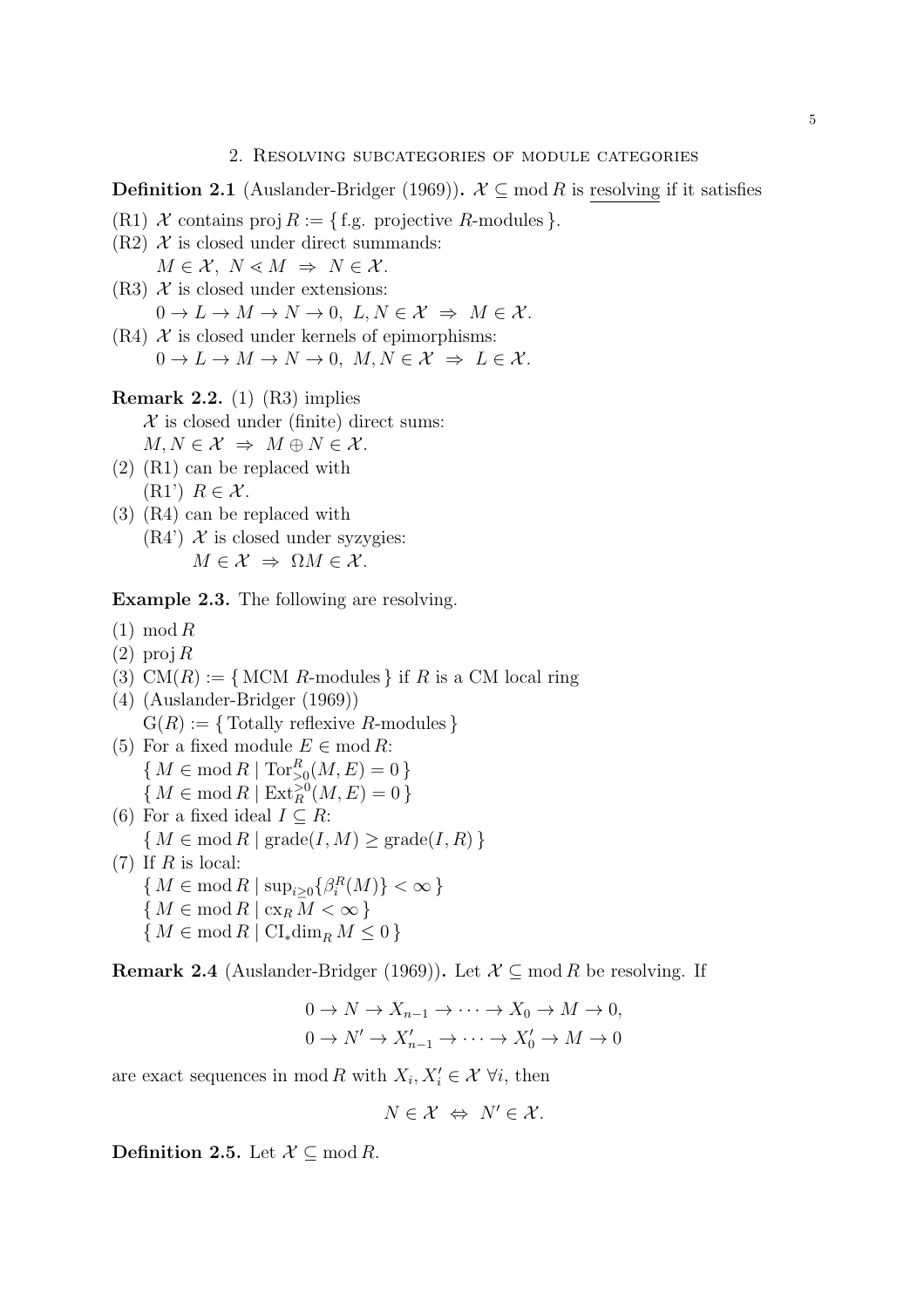## 2. Resolving subcategories of module categories

**Definition 2.1** (Auslander-Bridger (1969))**.** $\mathcal{X} \subseteq \operatorname{mod} R$ is <u>resolving</u> if it satisfies

(R1) $\mathcal{X}$ contains $\operatorname{proj} R := \{\text{ f.g. projective } R\text{-modules }\}$.

(R2) $\mathcal{X}$ is closed under direct summands:
$M \in \mathcal{X},\ N \lessdot M \ \Rightarrow\ N \in \mathcal{X}$.

(R3) $\mathcal{X}$ is closed under extensions:
$0 \to L \to M \to N \to 0,\ L, N \in \mathcal{X} \ \Rightarrow\ M \in \mathcal{X}$.

(R4) $\mathcal{X}$ is closed under kernels of epimorphisms:
$0 \to L \to M \to N \to 0,\ M, N \in \mathcal{X} \ \Rightarrow\ L \in \mathcal{X}$.

**Remark 2.2.** (1) (R3) implies
$\mathcal{X}$ is closed under (finite) direct sums:
$M, N \in \mathcal{X} \ \Rightarrow\ M \oplus N \in \mathcal{X}$.

(2) (R1) can be replaced with
(R1') $R \in \mathcal{X}$.

(3) (R4) can be replaced with
(R4') $\mathcal{X}$ is closed under syzygies:
$M \in \mathcal{X} \ \Rightarrow\ \Omega M \in \mathcal{X}$.

**Example 2.3.** The following are resolving.

(1) $\operatorname{mod} R$

(2) $\operatorname{proj} R$

(3) $\mathrm{CM}(R) := \{\text{ MCM } R\text{-modules }\}$ if $R$ is a CM local ring

(4) (Auslander-Bridger (1969))
$\mathrm{G}(R) := \{\text{ Totally reflexive } R\text{-modules }\}$

(5) For a fixed module $E \in \operatorname{mod} R$:
$\{\, M \in \operatorname{mod} R \mid \operatorname{Tor}^R_{>0}(M, E) = 0 \,\}$
$\{\, M \in \operatorname{mod} R \mid \operatorname{Ext}^{>0}_R(M, E) = 0 \,\}$

(6) For a fixed ideal $I \subseteq R$:
$\{\, M \in \operatorname{mod} R \mid \operatorname{grade}(I, M) \geq \operatorname{grade}(I, R) \,\}$

(7) If $R$ is local:
$\{\, M \in \operatorname{mod} R \mid \sup_{i \geq 0}\{\beta^R_i(M)\} < \infty \,\}$
$\{\, M \in \operatorname{mod} R \mid \operatorname{cx}_R M < \infty \,\}$
$\{\, M \in \operatorname{mod} R \mid \operatorname{CI}_*\!\operatorname{dim}_R M \leq 0 \,\}$

**Remark 2.4** (Auslander-Bridger (1969))**.** Let $\mathcal{X} \subseteq \operatorname{mod} R$ be resolving. If

$$0 \to N \to X_{n-1} \to \cdots \to X_0 \to M \to 0,$$
$$0 \to N' \to X'_{n-1} \to \cdots \to X'_0 \to M \to 0$$

are exact sequences in $\operatorname{mod} R$ with $X_i, X'_i \in \mathcal{X}\ \forall i$, then

$$N \in \mathcal{X} \ \Leftrightarrow\ N' \in \mathcal{X}.$$

**Definition 2.5.** Let $\mathcal{X} \subseteq \operatorname{mod} R$.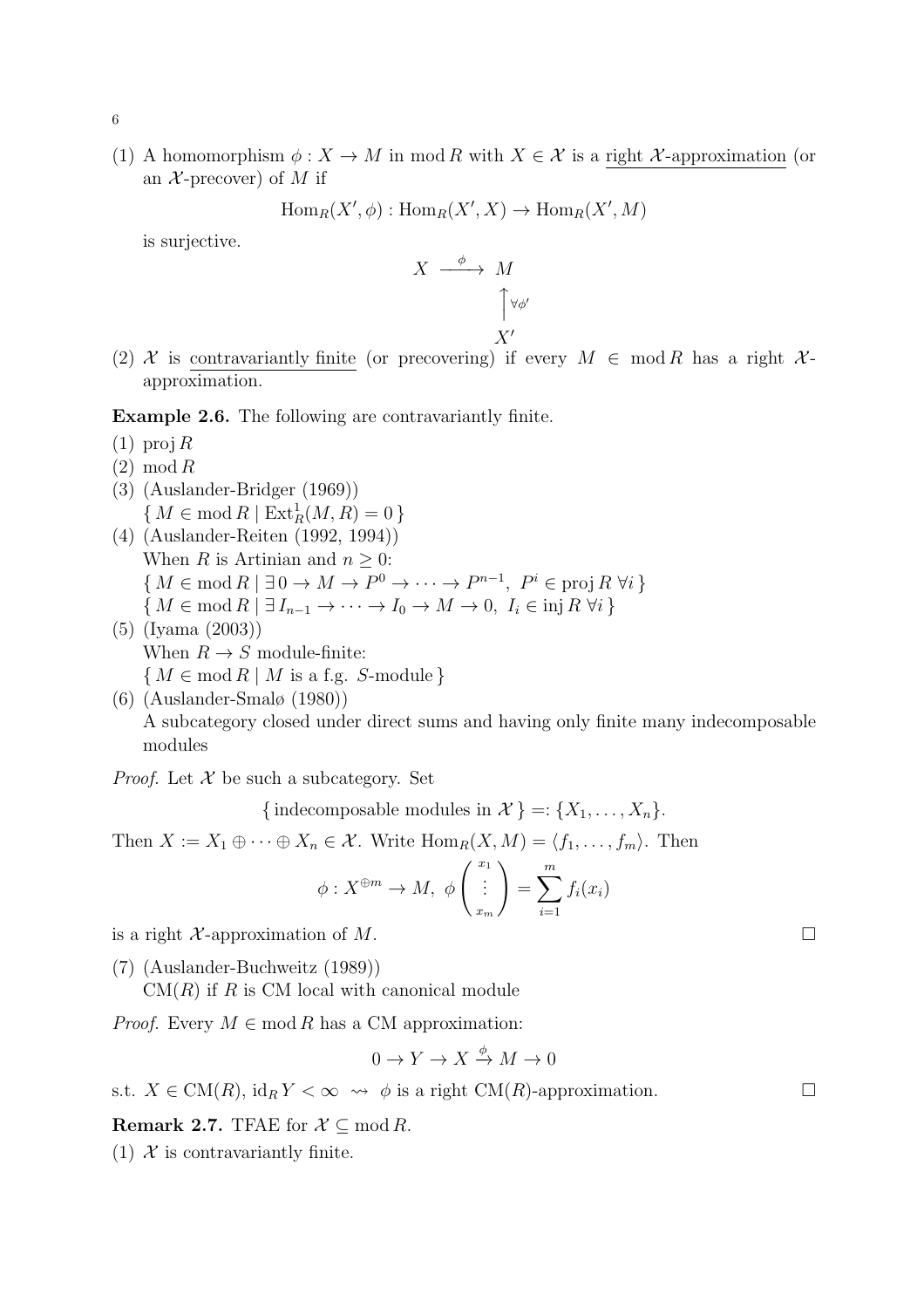(1) A homomorphism $\phi : X \to M$ in $\operatorname{mod} R$ with $X \in \mathcal{X}$ is a right $\mathcal{X}$-approximation (or an $\mathcal{X}$-precover) of $M$ if

$$\operatorname{Hom}_R(X', \phi) : \operatorname{Hom}_R(X', X) \to \operatorname{Hom}_R(X', M)$$

is surjective.

$$\begin{array}{ccc} X & \xrightarrow{\phi} & M \\ & & \uparrow{\scriptstyle \forall \phi'} \\ & & X' \end{array}$$

(2) $\mathcal{X}$ is contravariantly finite (or precovering) if every $M \in \operatorname{mod} R$ has a right $\mathcal{X}$-approximation.

**Example 2.6.** The following are contravariantly finite.

(1) $\operatorname{proj} R$
(2) $\operatorname{mod} R$
(3) (Auslander-Bridger (1969))
$\{ M \in \operatorname{mod} R \mid \operatorname{Ext}^1_R(M, R) = 0 \}$
(4) (Auslander-Reiten (1992, 1994))
When $R$ is Artinian and $n \geq 0$:
$\{ M \in \operatorname{mod} R \mid \exists\, 0 \to M \to P^0 \to \cdots \to P^{n-1},\ P^i \in \operatorname{proj} R\ \forall i \}$
$\{ M \in \operatorname{mod} R \mid \exists\, I_{n-1} \to \cdots \to I_0 \to M \to 0,\ I_i \in \operatorname{inj} R\ \forall i \}$
(5) (Iyama (2003))
When $R \to S$ module-finite:
$\{ M \in \operatorname{mod} R \mid M \text{ is a f.g. } S\text{-module} \}$
(6) (Auslander-Smalø (1980))
A subcategory closed under direct sums and having only finite many indecomposable modules

*Proof.* Let $\mathcal{X}$ be such a subcategory. Set

$$\{ \text{indecomposable modules in } \mathcal{X} \} =: \{X_1, \ldots, X_n\}.$$

Then $X := X_1 \oplus \cdots \oplus X_n \in \mathcal{X}$. Write $\operatorname{Hom}_R(X, M) = \langle f_1, \ldots, f_m \rangle$. Then

$$\phi : X^{\oplus m} \to M,\ \phi\begin{pmatrix} x_1 \\ \vdots \\ x_m \end{pmatrix} = \sum_{i=1}^{m} f_i(x_i)$$

is a right $\mathcal{X}$-approximation of $M$. $\square$

(7) (Auslander-Buchweitz (1989))
$\operatorname{CM}(R)$ if $R$ is CM local with canonical module

*Proof.* Every $M \in \operatorname{mod} R$ has a CM approximation:

$$0 \to Y \to X \xrightarrow{\phi} M \to 0$$

s.t. $X \in \operatorname{CM}(R)$, $\operatorname{id}_R Y < \infty \rightsquigarrow \phi$ is a right $\operatorname{CM}(R)$-approximation. $\square$

**Remark 2.7.** TFAE for $\mathcal{X} \subseteq \operatorname{mod} R$.

(1) $\mathcal{X}$ is contravariantly finite.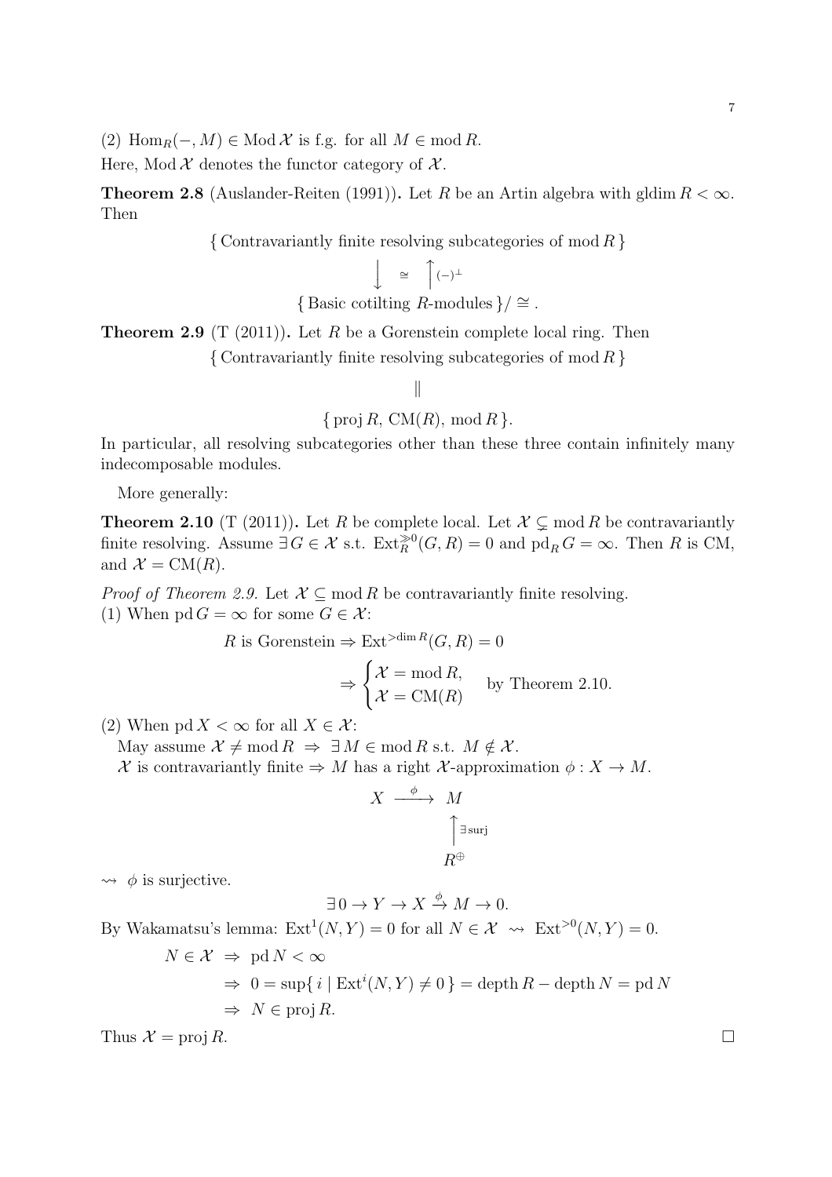(2) $\operatorname{Hom}_R(-, M) \in \operatorname{Mod} \mathcal{X}$ is f.g. for all $M \in \operatorname{mod} R$.

Here, $\operatorname{Mod} \mathcal{X}$ denotes the functor category of $\mathcal{X}$.

**Theorem 2.8** (Auslander-Reiten (1991))**.** Let $R$ be an Artin algebra with $\operatorname{gldim} R < \infty$. Then

$$\{ \text{Contravariantly finite resolving subcategories of } \operatorname{mod} R \}$$

$$\Big\downarrow \;\cong\; \Big\uparrow (-)^{\perp}$$

$$\{ \text{Basic cotilting } R\text{-modules} \} / \cong .$$

**Theorem 2.9** (T (2011))**.** Let $R$ be a Gorenstein complete local ring. Then

$$\{ \text{Contravariantly finite resolving subcategories of } \operatorname{mod} R \}$$

$$\|$$

$$\{ \operatorname{proj} R,\ \operatorname{CM}(R),\ \operatorname{mod} R \}.$$

In particular, all resolving subcategories other than these three contain infinitely many indecomposable modules.

More generally:

**Theorem 2.10** (T (2011))**.** Let $R$ be complete local. Let $\mathcal{X} \subsetneq \operatorname{mod} R$ be contravariantly finite resolving. Assume $\exists G \in \mathcal{X}$ s.t. $\operatorname{Ext}_R^{\gg 0}(G, R) = 0$ and $\operatorname{pd}_R G = \infty$. Then $R$ is CM, and $\mathcal{X} = \operatorname{CM}(R)$.

*Proof of Theorem 2.9.* Let $\mathcal{X} \subseteq \operatorname{mod} R$ be contravariantly finite resolving.

(1) When $\operatorname{pd} G = \infty$ for some $G \in \mathcal{X}$:

$$R \text{ is Gorenstein} \Rightarrow \operatorname{Ext}^{> \dim R}(G, R) = 0$$

$$\Rightarrow \begin{cases} \mathcal{X} = \operatorname{mod} R, \\ \mathcal{X} = \operatorname{CM}(R) \end{cases} \quad \text{by Theorem 2.10.}$$

(2) When $\operatorname{pd} X < \infty$ for all $X \in \mathcal{X}$:

May assume $\mathcal{X} \neq \operatorname{mod} R \;\Rightarrow\; \exists M \in \operatorname{mod} R$ s.t. $M \notin \mathcal{X}$.

$\mathcal{X}$ is contravariantly finite $\Rightarrow$ $M$ has a right $\mathcal{X}$-approximation $\phi : X \to M$.

$$\begin{array}{ccc} X & \xrightarrow{\ \phi\ } & M \\ & & \Big\uparrow {\scriptstyle \exists \text{surj}} \\ & & R^{\oplus} \end{array}$$

$\rightsquigarrow$ $\phi$ is surjective.

$$\exists\, 0 \to Y \to X \xrightarrow{\phi} M \to 0.$$

By Wakamatsu's lemma: $\operatorname{Ext}^1(N, Y) = 0$ for all $N \in \mathcal{X}$ $\rightsquigarrow$ $\operatorname{Ext}^{>0}(N, Y) = 0$.

$$\begin{aligned} N \in \mathcal{X} \;&\Rightarrow\; \operatorname{pd} N < \infty \\ &\Rightarrow\; 0 = \sup\{ i \mid \operatorname{Ext}^i(N, Y) \neq 0 \} = \operatorname{depth} R - \operatorname{depth} N = \operatorname{pd} N \\ &\Rightarrow\; N \in \operatorname{proj} R. \end{aligned}$$

Thus $\mathcal{X} = \operatorname{proj} R$. $\square$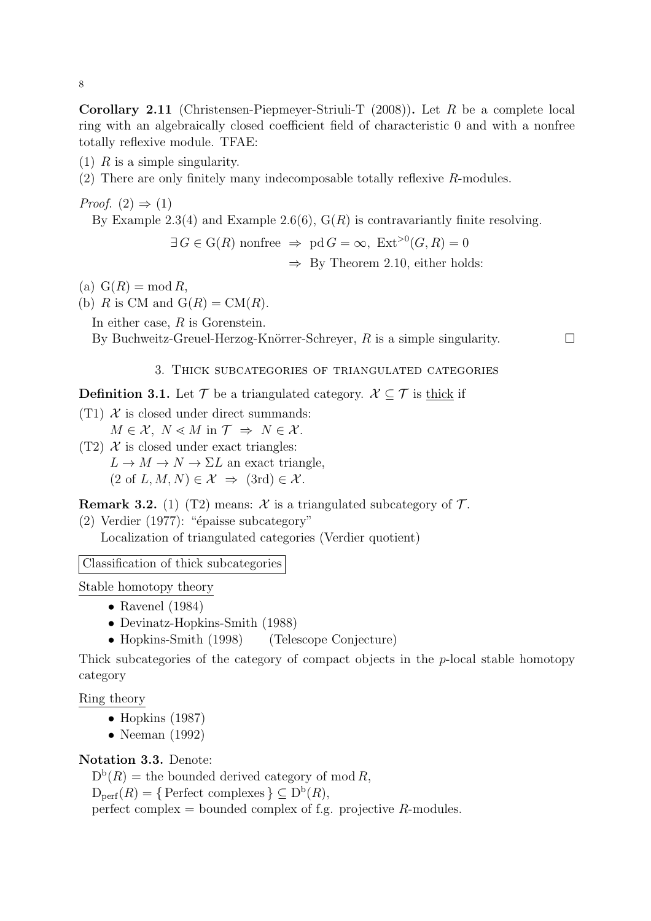**Corollary 2.11** (Christensen-Piepmeyer-Striuli-T (2008))**.** Let $R$ be a complete local ring with an algebraically closed coefficient field of characteristic 0 and with a nonfree totally reflexive module. TFAE:

(1) $R$ is a simple singularity.

(2) There are only finitely many indecomposable totally reflexive $R$-modules.

*Proof.* (2) $\Rightarrow$ (1)

By Example 2.3(4) and Example 2.6(6), $\mathrm{G}(R)$ is contravariantly finite resolving.

$$\exists\, G \in \mathrm{G}(R) \text{ nonfree } \Rightarrow \operatorname{pd} G = \infty,\ \operatorname{Ext}^{>0}(G,R) = 0$$

$$\Rightarrow \text{ By Theorem 2.10, either holds:}$$

(a) $\mathrm{G}(R) = \operatorname{mod} R$,

(b) $R$ is CM and $\mathrm{G}(R) = \mathrm{CM}(R)$.

In either case, $R$ is Gorenstein.

By Buchweitz-Greuel-Herzog-Knörrer-Schreyer, $R$ is a simple singularity. □

## 3. Thick subcategories of triangulated categories

**Definition 3.1.** Let $\mathcal{T}$ be a triangulated category. $\mathcal{X} \subseteq \mathcal{T}$ is <u>thick</u> if

(T1) $\mathcal{X}$ is closed under direct summands:
$M \in \mathcal{X},\ N \lessdot M$ in $\mathcal{T} \ \Rightarrow\ N \in \mathcal{X}$.

(T2) $\mathcal{X}$ is closed under exact triangles:
$L \to M \to N \to \Sigma L$ an exact triangle,
$(2 \text{ of } L, M, N) \in \mathcal{X} \ \Rightarrow\ (3\text{rd}) \in \mathcal{X}$.

**Remark 3.2.** (1) (T2) means: $\mathcal{X}$ is a triangulated subcategory of $\mathcal{T}$.

(2) Verdier (1977): "épaisse subcategory"
Localization of triangulated categories (Verdier quotient)

Classification of thick subcategories

<u>Stable homotopy theory</u>

- Ravenel (1984)
- Devinatz-Hopkins-Smith (1988)
- Hopkins-Smith (1998)  (Telescope Conjecture)

Thick subcategories of the category of compact objects in the $p$-local stable homotopy category

<u>Ring theory</u>

- Hopkins (1987)
- Neeman (1992)

**Notation 3.3.** Denote:

$\mathrm{D^b}(R)$ = the bounded derived category of $\operatorname{mod} R$,

$\mathrm{D_{perf}}(R) = \{\text{Perfect complexes}\} \subseteq \mathrm{D^b}(R)$,

perfect complex = bounded complex of f.g. projective $R$-modules.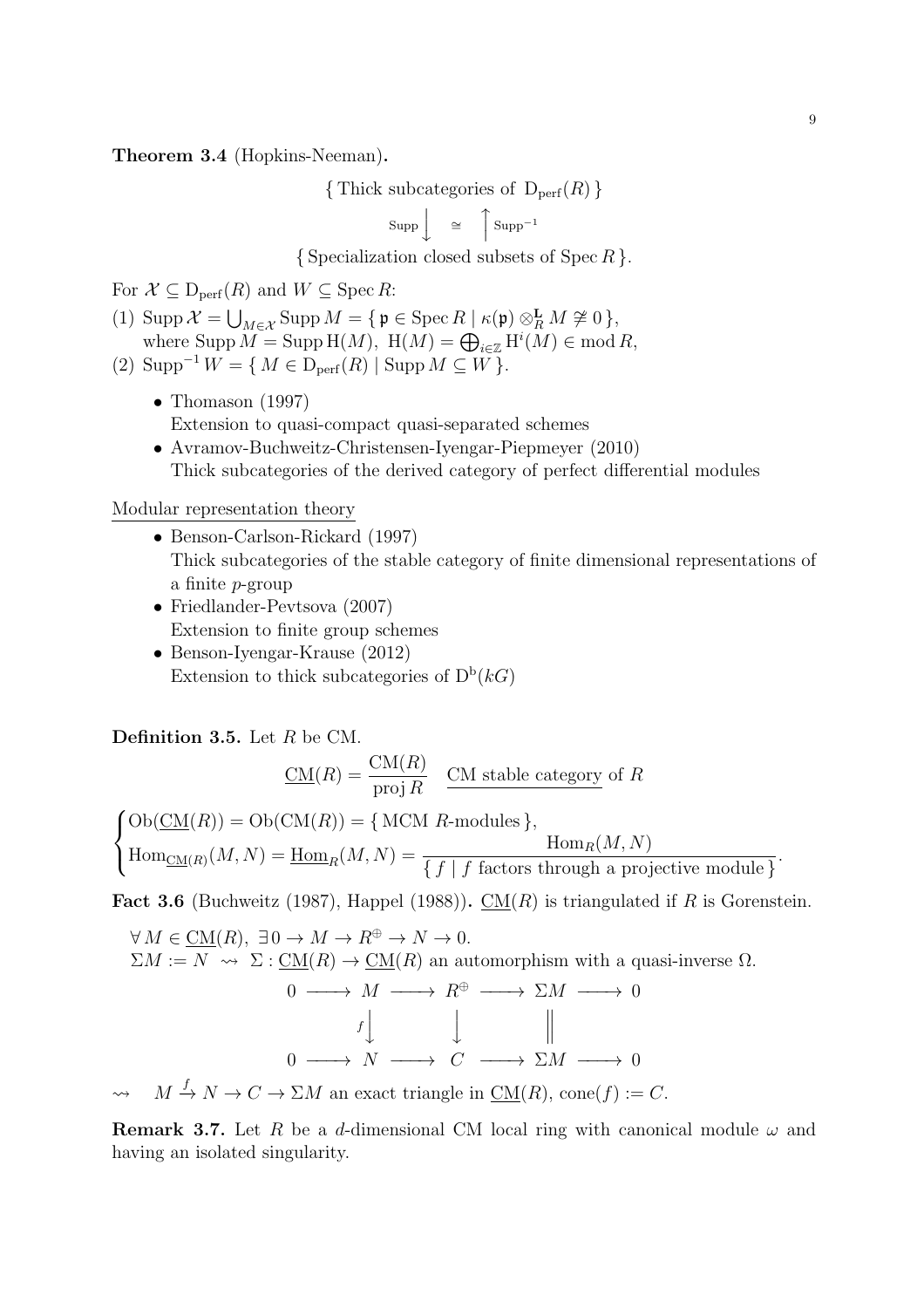**Theorem 3.4** (Hopkins-Neeman)**.**

$$\begin{array}{c}\{\text{ Thick subcategories of } \mathrm{D}_{\mathrm{perf}}(R)\,\} \\ \mathrm{Supp}\Big\downarrow \quad \cong \quad \Big\uparrow \mathrm{Supp}^{-1} \\ \{\text{ Specialization closed subsets of } \operatorname{Spec} R\,\}.\end{array}$$

For $\mathcal{X} \subseteq \mathrm{D}_{\mathrm{perf}}(R)$ and $W \subseteq \operatorname{Spec} R$:

(1) $\operatorname{Supp} \mathcal{X} = \bigcup_{M \in \mathcal{X}} \operatorname{Supp} M = \{\, \mathfrak{p} \in \operatorname{Spec} R \mid \kappa(\mathfrak{p}) \otimes^{\mathbf{L}}_R M \not\cong 0 \,\}$,
where $\operatorname{Supp} M = \operatorname{Supp} \mathrm{H}(M)$, $\mathrm{H}(M) = \bigoplus_{i \in \mathbb{Z}} \mathrm{H}^i(M) \in \operatorname{mod} R$,

(2) $\operatorname{Supp}^{-1} W = \{\, M \in \mathrm{D}_{\mathrm{perf}}(R) \mid \operatorname{Supp} M \subseteq W \,\}$.

- Thomason (1997)
  Extension to quasi-compact quasi-separated schemes
- Avramov-Buchweitz-Christensen-Iyengar-Piepmeyer (2010)
  Thick subcategories of the derived category of perfect differential modules

<u>Modular representation theory</u>

- Benson-Carlson-Rickard (1997)
  Thick subcategories of the stable category of finite dimensional representations of a finite $p$-group
- Friedlander-Pevtsova (2007)
  Extension to finite group schemes
- Benson-Iyengar-Krause (2012)
  Extension to thick subcategories of $\mathrm{D}^{\mathrm{b}}(kG)$

**Definition 3.5.** Let $R$ be CM.

$$\underline{\mathrm{CM}}(R) = \frac{\mathrm{CM}(R)}{\operatorname{proj} R} \quad \underline{\text{CM stable category}} \text{ of } R$$

$$\begin{cases} \mathrm{Ob}(\underline{\mathrm{CM}}(R)) = \mathrm{Ob}(\mathrm{CM}(R)) = \{\, \text{MCM } R\text{-modules} \,\}, \\ \operatorname{Hom}_{\underline{\mathrm{CM}}(R)}(M,N) = \underline{\operatorname{Hom}}_R(M,N) = \dfrac{\operatorname{Hom}_R(M,N)}{\{\, f \mid f \text{ factors through a projective module} \,\}}. \end{cases}$$

**Fact 3.6** (Buchweitz (1987), Happel (1988))**.** $\underline{\mathrm{CM}}(R)$ is triangulated if $R$ is Gorenstein.

$\forall\, M \in \underline{\mathrm{CM}}(R)$, $\exists\, 0 \to M \to R^{\oplus} \to N \to 0$.
$\Sigma M := N \ \rightsquigarrow\ \Sigma : \underline{\mathrm{CM}}(R) \to \underline{\mathrm{CM}}(R)$ an automorphism with a quasi-inverse $\Omega$.

$$\begin{array}{ccccccccc} 0 & \longrightarrow & M & \longrightarrow & R^{\oplus} & \longrightarrow & \Sigma M & \longrightarrow & 0 \\ & & {\scriptstyle f}\big\downarrow & & \big\downarrow & & \big\| & & \\ 0 & \longrightarrow & N & \longrightarrow & C & \longrightarrow & \Sigma M & \longrightarrow & 0 \end{array}$$

$\rightsquigarrow \quad M \xrightarrow{f} N \to C \to \Sigma M$ an exact triangle in $\underline{\mathrm{CM}}(R)$, $\operatorname{cone}(f) := C$.

**Remark 3.7.** Let $R$ be a $d$-dimensional CM local ring with canonical module $\omega$ and having an isolated singularity.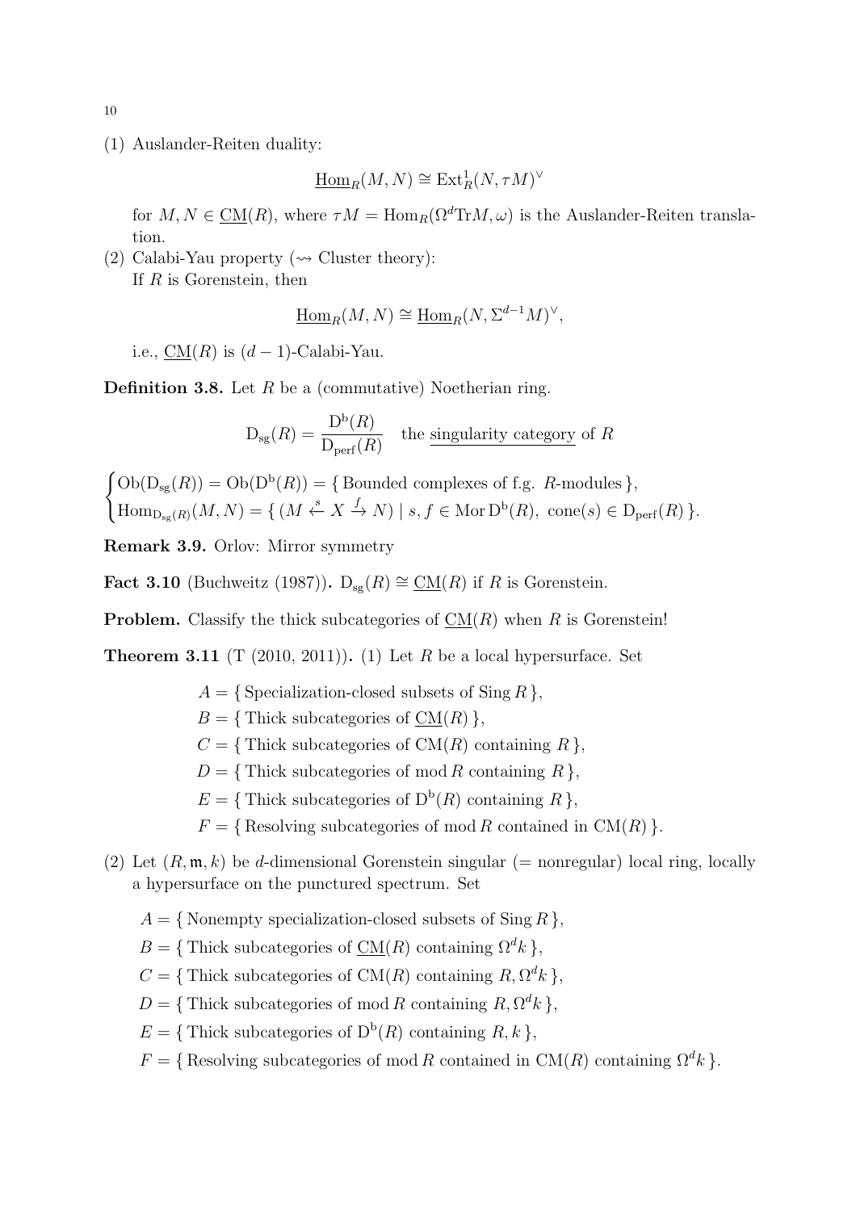(1) Auslander-Reiten duality:

$$\underline{\mathrm{Hom}}_R(M,N) \cong \mathrm{Ext}^1_R(N,\tau M)^\vee$$

for $M, N \in \underline{\mathrm{CM}}(R)$, where $\tau M = \mathrm{Hom}_R(\Omega^d \mathrm{Tr} M, \omega)$ is the Auslander-Reiten translation.

(2) Calabi-Yau property ($\rightsquigarrow$ Cluster theory):
If $R$ is Gorenstein, then

$$\underline{\mathrm{Hom}}_R(M,N) \cong \underline{\mathrm{Hom}}_R(N, \Sigma^{d-1} M)^\vee,$$

i.e., $\underline{\mathrm{CM}}(R)$ is $(d-1)$-Calabi-Yau.

**Definition 3.8.** Let $R$ be a (commutative) Noetherian ring.

$$\mathrm{D_{sg}}(R) = \frac{\mathrm{D^b}(R)}{\mathrm{D_{perf}}(R)} \quad \text{the } \underline{\text{singularity category}} \text{ of } R$$

$$\begin{cases} \mathrm{Ob}(\mathrm{D_{sg}}(R)) = \mathrm{Ob}(\mathrm{D^b}(R)) = \{\, \text{Bounded complexes of f.g. } R\text{-modules} \,\}, \\ \mathrm{Hom}_{\mathrm{D_{sg}}(R)}(M,N) = \{\, (M \overset{s}{\leftarrow} X \overset{f}{\rightarrow} N) \mid s, f \in \mathrm{Mor}\, \mathrm{D^b}(R),\ \mathrm{cone}(s) \in \mathrm{D_{perf}}(R) \,\}. \end{cases}$$

**Remark 3.9.** Orlov: Mirror symmetry

**Fact 3.10** (Buchweitz (1987))**.** $\mathrm{D_{sg}}(R) \cong \underline{\mathrm{CM}}(R)$ if $R$ is Gorenstein.

**Problem.** Classify the thick subcategories of $\underline{\mathrm{CM}}(R)$ when $R$ is Gorenstein!

**Theorem 3.11** (T (2010, 2011))**.** (1) Let $R$ be a local hypersurface. Set

$A = \{\, \text{Specialization-closed subsets of } \mathrm{Sing}\, R \,\}$,
$B = \{\, \text{Thick subcategories of } \underline{\mathrm{CM}}(R) \,\}$,
$C = \{\, \text{Thick subcategories of } \mathrm{CM}(R) \text{ containing } R \,\}$,
$D = \{\, \text{Thick subcategories of } \mathrm{mod}\, R \text{ containing } R \,\}$,
$E = \{\, \text{Thick subcategories of } \mathrm{D^b}(R) \text{ containing } R \,\}$,
$F = \{\, \text{Resolving subcategories of } \mathrm{mod}\, R \text{ contained in } \mathrm{CM}(R) \,\}$.

(2) Let $(R, \mathfrak{m}, k)$ be $d$-dimensional Gorenstein singular (= nonregular) local ring, locally a hypersurface on the punctured spectrum. Set

$A = \{\, \text{Nonempty specialization-closed subsets of } \mathrm{Sing}\, R \,\}$,
$B = \{\, \text{Thick subcategories of } \underline{\mathrm{CM}}(R) \text{ containing } \Omega^d k \,\}$,
$C = \{\, \text{Thick subcategories of } \mathrm{CM}(R) \text{ containing } R, \Omega^d k \,\}$,
$D = \{\, \text{Thick subcategories of } \mathrm{mod}\, R \text{ containing } R, \Omega^d k \,\}$,
$E = \{\, \text{Thick subcategories of } \mathrm{D^b}(R) \text{ containing } R, k \,\}$,
$F = \{\, \text{Resolving subcategories of } \mathrm{mod}\, R \text{ contained in } \mathrm{CM}(R) \text{ containing } \Omega^d k \,\}$.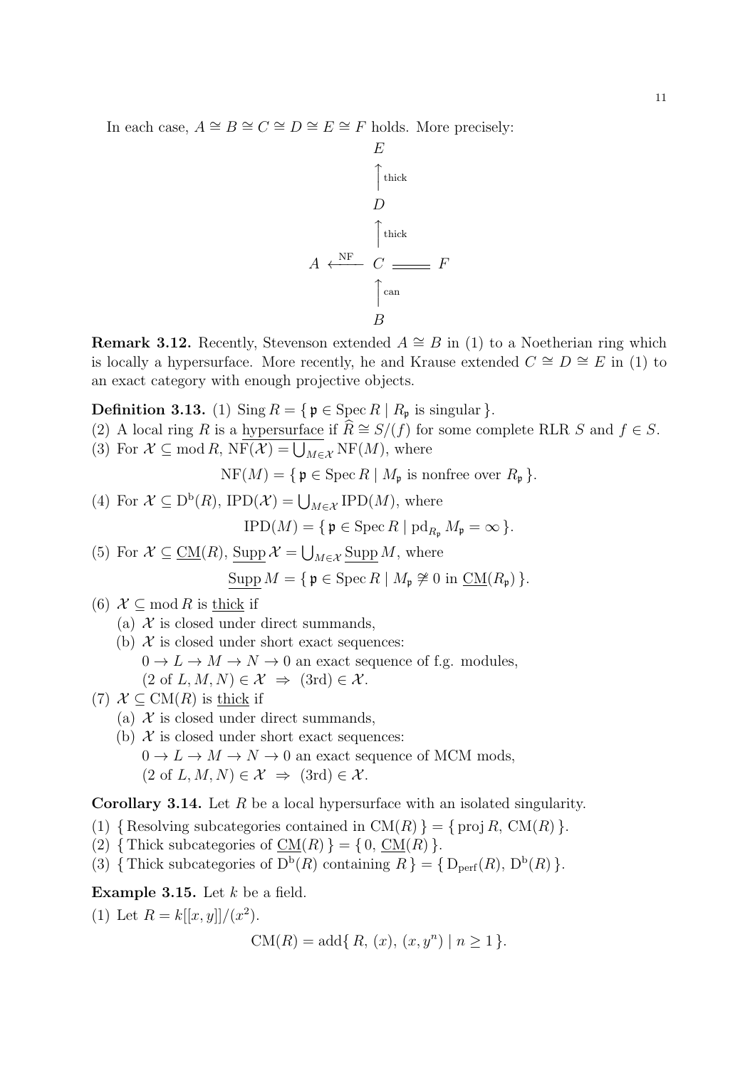In each case, $A \cong B \cong C \cong D \cong E \cong F$ holds. More precisely:

$$
\begin{array}{ccc}
 & E & \\
 & \uparrow{\scriptstyle \text{thick}} & \\
 & D & \\
 & \uparrow{\scriptstyle \text{thick}} & \\
A \xleftarrow{\text{NF}} & C & = F \\
 & \uparrow{\scriptstyle \text{can}} & \\
 & B &
\end{array}
$$

**Remark 3.12.** Recently, Stevenson extended $A \cong B$ in (1) to a Noetherian ring which is locally a hypersurface. More recently, he and Krause extended $C \cong D \cong E$ in (1) to an exact category with enough projective objects.

**Definition 3.13.** (1) $\operatorname{Sing} R = \{ \mathfrak{p} \in \operatorname{Spec} R \mid R_\mathfrak{p} \text{ is singular} \}$.

(2) A local ring $R$ is a <u>hypersurface</u> if $\widehat{R} \cong S/(f)$ for some complete RLR $S$ and $f \in S$.

(3) For $\mathcal{X} \subseteq \operatorname{mod} R$, $\operatorname{NF}(\mathcal{X}) = \bigcup_{M \in \mathcal{X}} \operatorname{NF}(M)$, where

$$\operatorname{NF}(M) = \{ \mathfrak{p} \in \operatorname{Spec} R \mid M_\mathfrak{p} \text{ is nonfree over } R_\mathfrak{p} \}.$$

(4) For $\mathcal{X} \subseteq \mathrm{D^b}(R)$, $\operatorname{IPD}(\mathcal{X}) = \bigcup_{M \in \mathcal{X}} \operatorname{IPD}(M)$, where

$$\operatorname{IPD}(M) = \{ \mathfrak{p} \in \operatorname{Spec} R \mid \operatorname{pd}_{R_\mathfrak{p}} M_\mathfrak{p} = \infty \}.$$

(5) For $\mathcal{X} \subseteq \underline{\mathrm{CM}}(R)$, $\underline{\operatorname{Supp}}\, \mathcal{X} = \bigcup_{M \in \mathcal{X}} \underline{\operatorname{Supp}}\, M$, where

$$\underline{\operatorname{Supp}}\, M = \{ \mathfrak{p} \in \operatorname{Spec} R \mid M_\mathfrak{p} \not\cong 0 \text{ in } \underline{\mathrm{CM}}(R_\mathfrak{p}) \}.$$

(6) $\mathcal{X} \subseteq \operatorname{mod} R$ is <u>thick</u> if
   (a) $\mathcal{X}$ is closed under direct summands,
   (b) $\mathcal{X}$ is closed under short exact sequences:
   $0 \to L \to M \to N \to 0$ an exact sequence of f.g. modules,
   $(2 \text{ of } L, M, N) \in \mathcal{X} \ \Rightarrow\ (3\text{rd}) \in \mathcal{X}$.

(7) $\mathcal{X} \subseteq \mathrm{CM}(R)$ is <u>thick</u> if
   (a) $\mathcal{X}$ is closed under direct summands,
   (b) $\mathcal{X}$ is closed under short exact sequences:
   $0 \to L \to M \to N \to 0$ an exact sequence of MCM mods,
   $(2 \text{ of } L, M, N) \in \mathcal{X} \ \Rightarrow\ (3\text{rd}) \in \mathcal{X}$.

**Corollary 3.14.** Let $R$ be a local hypersurface with an isolated singularity.

(1) $\{ \text{Resolving subcategories contained in } \mathrm{CM}(R) \} = \{ \operatorname{proj} R,\ \mathrm{CM}(R) \}$.

(2) $\{ \text{Thick subcategories of } \underline{\mathrm{CM}}(R) \} = \{ 0,\ \underline{\mathrm{CM}}(R) \}$.

(3) $\{ \text{Thick subcategories of } \mathrm{D^b}(R) \text{ containing } R \} = \{ \mathrm{D_{perf}}(R),\ \mathrm{D^b}(R) \}$.

**Example 3.15.** Let $k$ be a field.

(1) Let $R = k[[x, y]]/(x^2)$.

$$\mathrm{CM}(R) = \operatorname{add}\{ R,\ (x),\ (x, y^n) \mid n \geq 1 \}.$$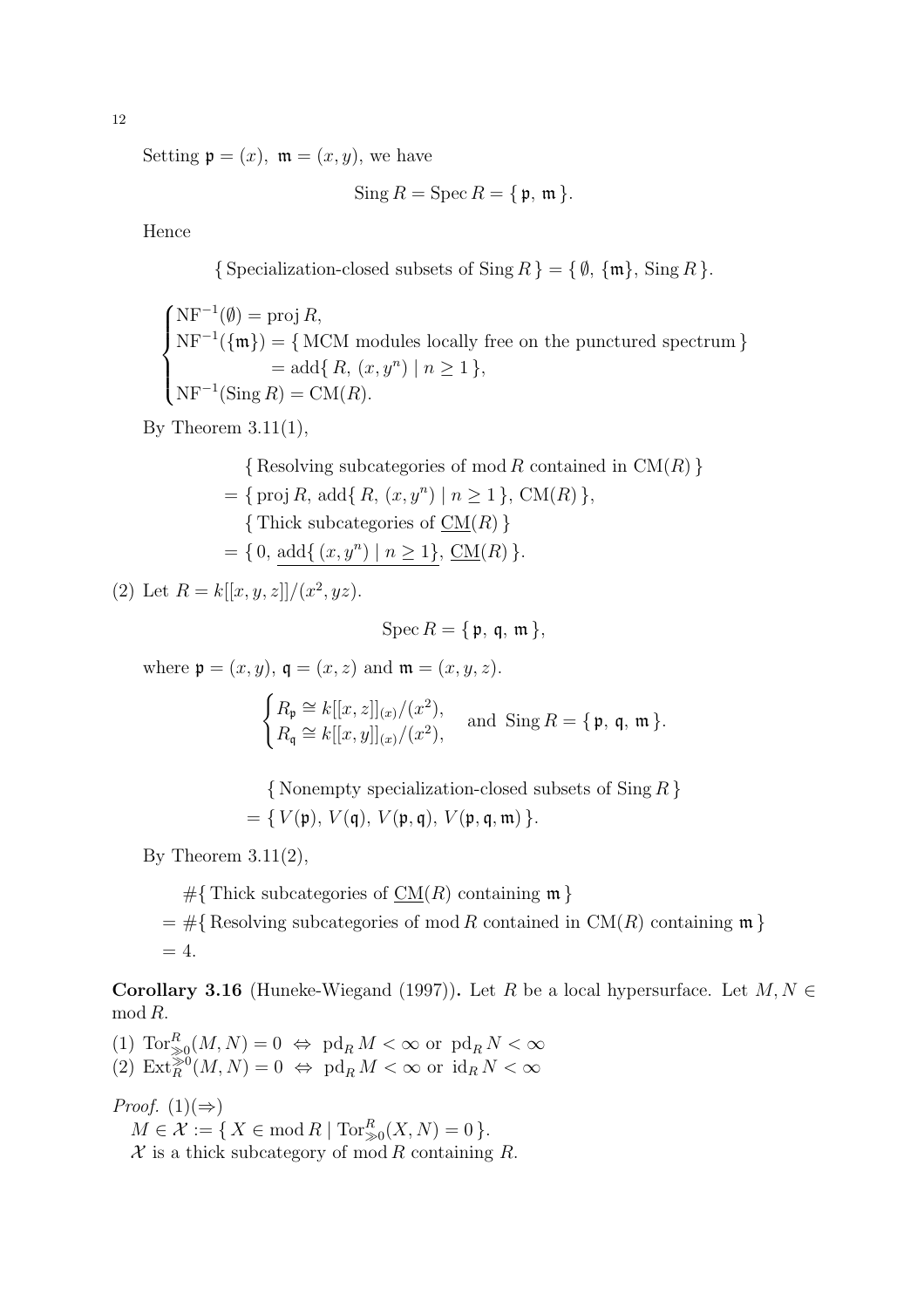Setting $\mathfrak{p} = (x),\ \mathfrak{m} = (x, y)$, we have

$$\operatorname{Sing} R = \operatorname{Spec} R = \{\, \mathfrak{p},\ \mathfrak{m} \,\}.$$

Hence

$$\{\, \text{Specialization-closed subsets of } \operatorname{Sing} R \,\} = \{\, \emptyset,\ \{\mathfrak{m}\},\ \operatorname{Sing} R \,\}.$$

$$\begin{cases} \mathrm{NF}^{-1}(\emptyset) = \operatorname{proj} R, \\ \mathrm{NF}^{-1}(\{\mathfrak{m}\}) = \{\, \text{MCM modules locally free on the punctured spectrum} \,\} \\ \qquad\qquad\ = \operatorname{add}\{\, R,\ (x, y^n) \mid n \geq 1 \,\}, \\ \mathrm{NF}^{-1}(\operatorname{Sing} R) = \mathrm{CM}(R). \end{cases}$$

By Theorem 3.11(1),

$$\begin{aligned} &\{\, \text{Resolving subcategories of } \operatorname{mod} R \text{ contained in } \mathrm{CM}(R) \,\} \\ &= \{\, \operatorname{proj} R,\ \operatorname{add}\{\, R,\ (x, y^n) \mid n \geq 1 \,\},\ \mathrm{CM}(R) \,\}, \\ &\{\, \text{Thick subcategories of } \underline{\mathrm{CM}}(R) \,\} \\ &= \{\, 0,\ \underline{\operatorname{add}\{\, (x, y^n) \mid n \geq 1 \}},\ \underline{\mathrm{CM}}(R) \,\}. \end{aligned}$$

(2) Let $R = k[[x, y, z]]/(x^2, yz)$.

$$\operatorname{Spec} R = \{\, \mathfrak{p},\ \mathfrak{q},\ \mathfrak{m} \,\},$$

where $\mathfrak{p} = (x, y)$, $\mathfrak{q} = (x, z)$ and $\mathfrak{m} = (x, y, z)$.

$$\begin{cases} R_{\mathfrak{p}} \cong k[[x, z]]_{(x)}/(x^2), \\ R_{\mathfrak{q}} \cong k[[x, y]]_{(x)}/(x^2), \end{cases} \quad \text{and } \operatorname{Sing} R = \{\, \mathfrak{p},\ \mathfrak{q},\ \mathfrak{m} \,\}.$$

$$\begin{aligned} &\{\, \text{Nonempty specialization-closed subsets of } \operatorname{Sing} R \,\} \\ &= \{\, V(\mathfrak{p}),\ V(\mathfrak{q}),\ V(\mathfrak{p}, \mathfrak{q}),\ V(\mathfrak{p}, \mathfrak{q}, \mathfrak{m}) \,\}. \end{aligned}$$

By Theorem 3.11(2),

$$\begin{aligned} &\#\{\, \text{Thick subcategories of } \underline{\mathrm{CM}}(R) \text{ containing } \mathfrak{m} \,\} \\ &= \#\{\, \text{Resolving subcategories of } \operatorname{mod} R \text{ contained in } \mathrm{CM}(R) \text{ containing } \mathfrak{m} \,\} \\ &= 4. \end{aligned}$$

**Corollary 3.16** (Huneke-Wiegand (1997))**.** Let $R$ be a local hypersurface. Let $M, N \in \operatorname{mod} R$.

(1) $\operatorname{Tor}^R_{\gg 0}(M, N) = 0 \ \Leftrightarrow\ \operatorname{pd}_R M < \infty$ or $\operatorname{pd}_R N < \infty$
(2) $\operatorname{Ext}_R^{\gg 0}(M, N) = 0 \ \Leftrightarrow\ \operatorname{pd}_R M < \infty$ or $\operatorname{id}_R N < \infty$

*Proof.* (1)($\Rightarrow$)
$M \in \mathcal{X} := \{\, X \in \operatorname{mod} R \mid \operatorname{Tor}^R_{\gg 0}(X, N) = 0 \,\}$.
$\mathcal{X}$ is a thick subcategory of $\operatorname{mod} R$ containing $R$.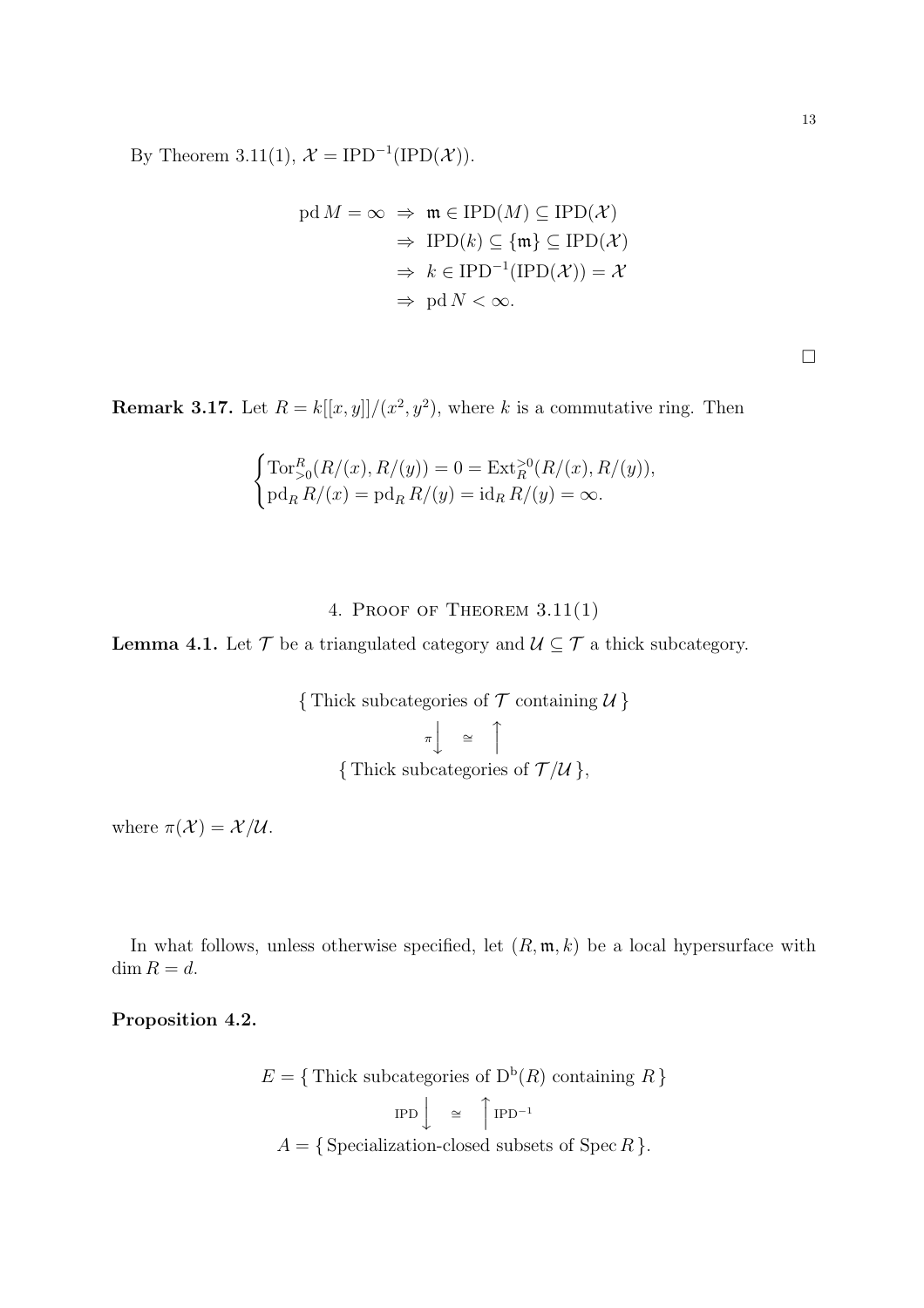By Theorem 3.11(1), $\mathcal{X} = \mathrm{IPD}^{-1}(\mathrm{IPD}(\mathcal{X}))$.

$$
\begin{aligned}
\operatorname{pd} M = \infty \ &\Rightarrow\ \mathfrak{m} \in \mathrm{IPD}(M) \subseteq \mathrm{IPD}(\mathcal{X}) \\
&\Rightarrow\ \mathrm{IPD}(k) \subseteq \{\mathfrak{m}\} \subseteq \mathrm{IPD}(\mathcal{X}) \\
&\Rightarrow\ k \in \mathrm{IPD}^{-1}(\mathrm{IPD}(\mathcal{X})) = \mathcal{X} \\
&\Rightarrow\ \operatorname{pd} N < \infty.
\end{aligned}
$$

□

**Remark 3.17.** Let $R = k[[x,y]]/(x^2, y^2)$, where $k$ is a commutative ring. Then

$$
\begin{cases}
\mathrm{Tor}^R_{>0}(R/(x), R/(y)) = 0 = \mathrm{Ext}^{>0}_R(R/(x), R/(y)), \\
\operatorname{pd}_R R/(x) = \operatorname{pd}_R R/(y) = \operatorname{id}_R R/(y) = \infty.
\end{cases}
$$

## 4. Proof of Theorem 3.11(1)

**Lemma 4.1.** Let $\mathcal{T}$ be a triangulated category and $\mathcal{U} \subseteq \mathcal{T}$ a thick subcategory.

$$
\begin{array}{c}
\{\text{ Thick subcategories of } \mathcal{T} \text{ containing } \mathcal{U}\,\} \\
{\scriptstyle \pi}\Big\downarrow \quad \cong \quad \Big\uparrow \\
\{\text{ Thick subcategories of } \mathcal{T}/\mathcal{U}\,\},
\end{array}
$$

where $\pi(\mathcal{X}) = \mathcal{X}/\mathcal{U}$.

In what follows, unless otherwise specified, let $(R, \mathfrak{m}, k)$ be a local hypersurface with $\dim R = d$.

**Proposition 4.2.**

$$
\begin{array}{c}
E = \{\text{ Thick subcategories of } \mathrm{D}^{\mathrm{b}}(R) \text{ containing } R\,\} \\
{\scriptstyle \mathrm{IPD}}\Big\downarrow \quad \cong \quad \Big\uparrow{\scriptstyle \mathrm{IPD}^{-1}} \\
A = \{\text{ Specialization-closed subsets of } \operatorname{Spec} R\,\}.
\end{array}
$$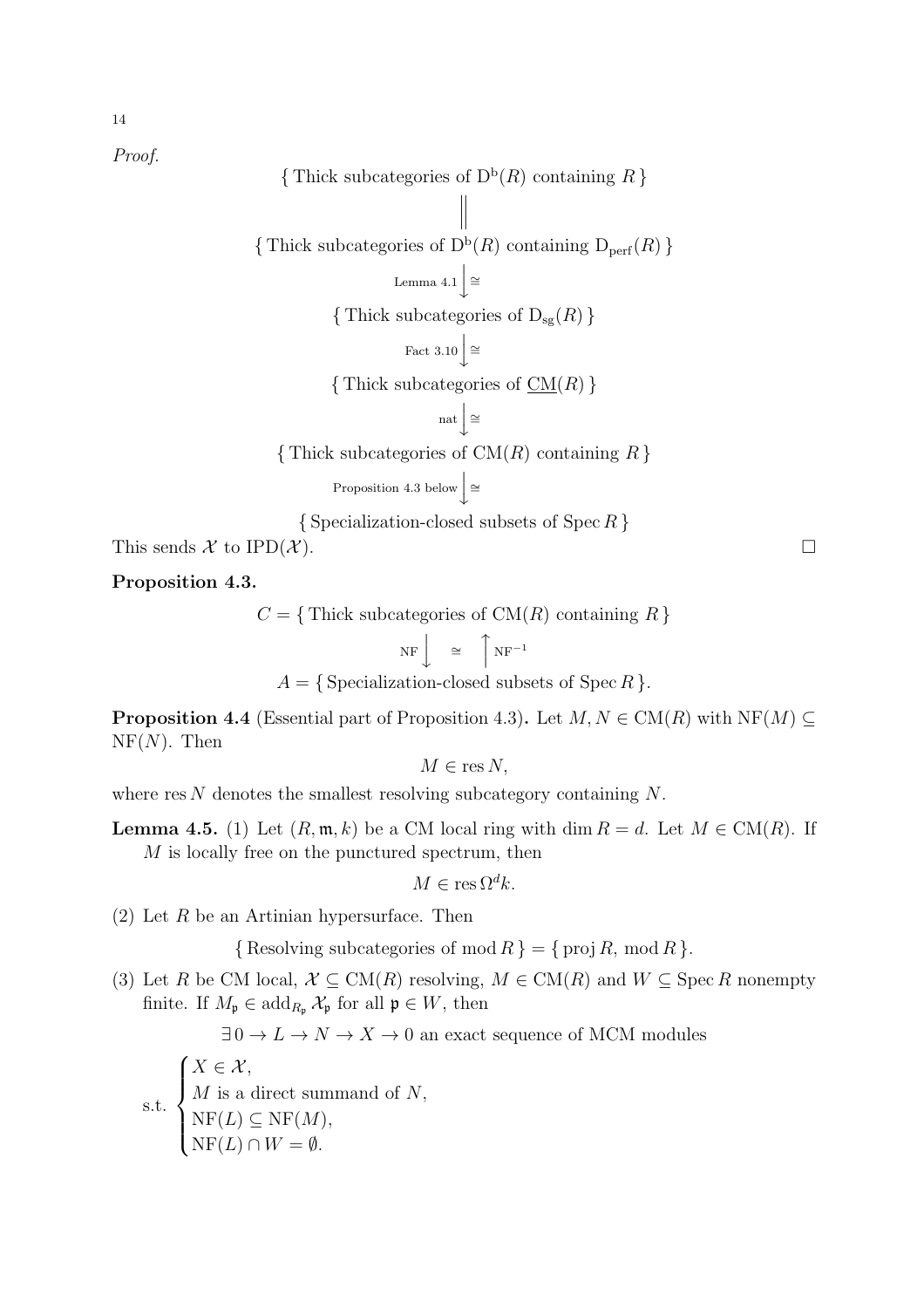*Proof.*

$$
\begin{array}{c}
\{\text{ Thick subcategories of } \mathrm{D^b}(R) \text{ containing } R\,\} \\
\Big\| \\
\{\text{ Thick subcategories of } \mathrm{D^b}(R) \text{ containing } \mathrm{D_{perf}}(R)\,\} \\
{\scriptstyle \text{Lemma 4.1}}\Big\downarrow{\scriptstyle \cong} \\
\{\text{ Thick subcategories of } \mathrm{D_{sg}}(R)\,\} \\
{\scriptstyle \text{Fact 3.10}}\Big\downarrow{\scriptstyle \cong} \\
\{\text{ Thick subcategories of } \underline{\mathrm{CM}}(R)\,\} \\
{\scriptstyle \text{nat}}\Big\downarrow{\scriptstyle \cong} \\
\{\text{ Thick subcategories of } \mathrm{CM}(R) \text{ containing } R\,\} \\
{\scriptstyle \text{Proposition 4.3 below}}\Big\downarrow{\scriptstyle \cong} \\
\{\text{ Specialization-closed subsets of } \operatorname{Spec} R\,\}
\end{array}
$$

This sends $\mathcal{X}$ to $\mathrm{IPD}(\mathcal{X})$. □

**Proposition 4.3.**

$$
\begin{array}{c}
C = \{\text{ Thick subcategories of } \mathrm{CM}(R) \text{ containing } R\,\} \\
{\scriptstyle \mathrm{NF}}\Big\downarrow \quad \cong \quad \Big\uparrow{\scriptstyle \mathrm{NF}^{-1}} \\
A = \{\text{ Specialization-closed subsets of } \operatorname{Spec} R\,\}.
\end{array}
$$

**Proposition 4.4** (Essential part of Proposition 4.3)**.** Let $M, N \in \mathrm{CM}(R)$ with $\mathrm{NF}(M) \subseteq \mathrm{NF}(N)$. Then

$$M \in \operatorname{res} N,$$

where $\operatorname{res} N$ denotes the smallest resolving subcategory containing $N$.

**Lemma 4.5.** (1) Let $(R, \mathfrak{m}, k)$ be a CM local ring with $\dim R = d$. Let $M \in \mathrm{CM}(R)$. If $M$ is locally free on the punctured spectrum, then

$$M \in \operatorname{res} \Omega^d k.$$

(2) Let $R$ be an Artinian hypersurface. Then

$$\{\text{ Resolving subcategories of } \operatorname{mod} R\,\} = \{\operatorname{proj} R, \operatorname{mod} R\,\}.$$

(3) Let $R$ be CM local, $\mathcal{X} \subseteq \mathrm{CM}(R)$ resolving, $M \in \mathrm{CM}(R)$ and $W \subseteq \operatorname{Spec} R$ nonempty finite. If $M_\mathfrak{p} \in \operatorname{add}_{R_\mathfrak{p}} \mathcal{X}_\mathfrak{p}$ for all $\mathfrak{p} \in W$, then

$$\exists\, 0 \to L \to N \to X \to 0 \text{ an exact sequence of MCM modules}$$

$$
\text{s.t. } \begin{cases} X \in \mathcal{X}, \\ M \text{ is a direct summand of } N, \\ \mathrm{NF}(L) \subseteq \mathrm{NF}(M), \\ \mathrm{NF}(L) \cap W = \emptyset. \end{cases}
$$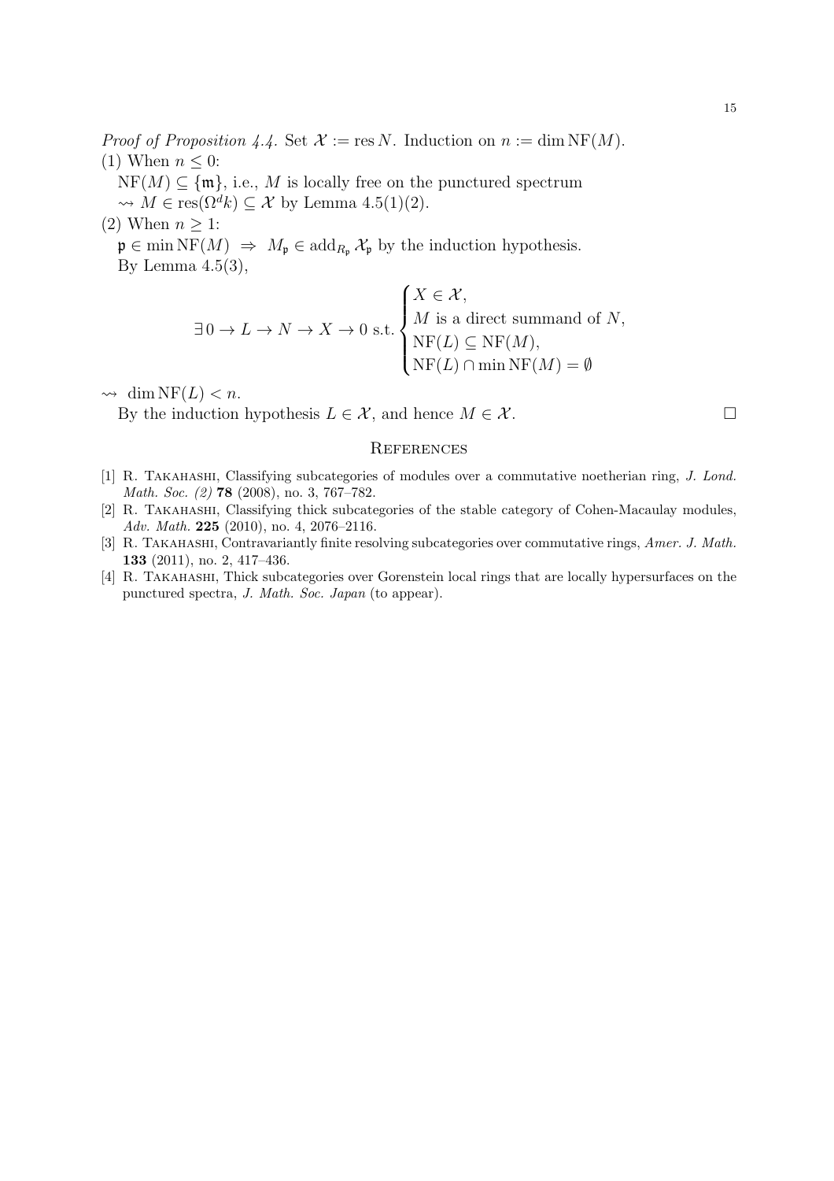*Proof of Proposition 4.4.* Set $\mathcal{X} := \operatorname{res} N$. Induction on $n := \dim \mathrm{NF}(M)$.

(1) When $n \leq 0$:

$\mathrm{NF}(M) \subseteq \{\mathfrak{m}\}$, i.e., $M$ is locally free on the punctured spectrum

$\rightsquigarrow M \in \operatorname{res}(\Omega^d k) \subseteq \mathcal{X}$ by Lemma 4.5(1)(2).

(2) When $n \geq 1$:

$\mathfrak{p} \in \min \mathrm{NF}(M) \;\Rightarrow\; M_\mathfrak{p} \in \operatorname{add}_{R_\mathfrak{p}} \mathcal{X}_\mathfrak{p}$ by the induction hypothesis.

By Lemma 4.5(3),

$$\exists\, 0 \to L \to N \to X \to 0 \text{ s.t. } \begin{cases} X \in \mathcal{X}, \\ M \text{ is a direct summand of } N, \\ \mathrm{NF}(L) \subseteq \mathrm{NF}(M), \\ \mathrm{NF}(L) \cap \min \mathrm{NF}(M) = \emptyset \end{cases}$$

$\rightsquigarrow \dim \mathrm{NF}(L) < n.$

By the induction hypothesis $L \in \mathcal{X}$, and hence $M \in \mathcal{X}$. □

## References

[1] R. Takahashi, Classifying subcategories of modules over a commutative noetherian ring, *J. Lond. Math. Soc. (2)* **78** (2008), no. 3, 767–782.

[2] R. Takahashi, Classifying thick subcategories of the stable category of Cohen-Macaulay modules, *Adv. Math.* **225** (2010), no. 4, 2076–2116.

[3] R. Takahashi, Contravariantly finite resolving subcategories over commutative rings, *Amer. J. Math.* **133** (2011), no. 2, 417–436.

[4] R. Takahashi, Thick subcategories over Gorenstein local rings that are locally hypersurfaces on the punctured spectra, *J. Math. Soc. Japan* (to appear).